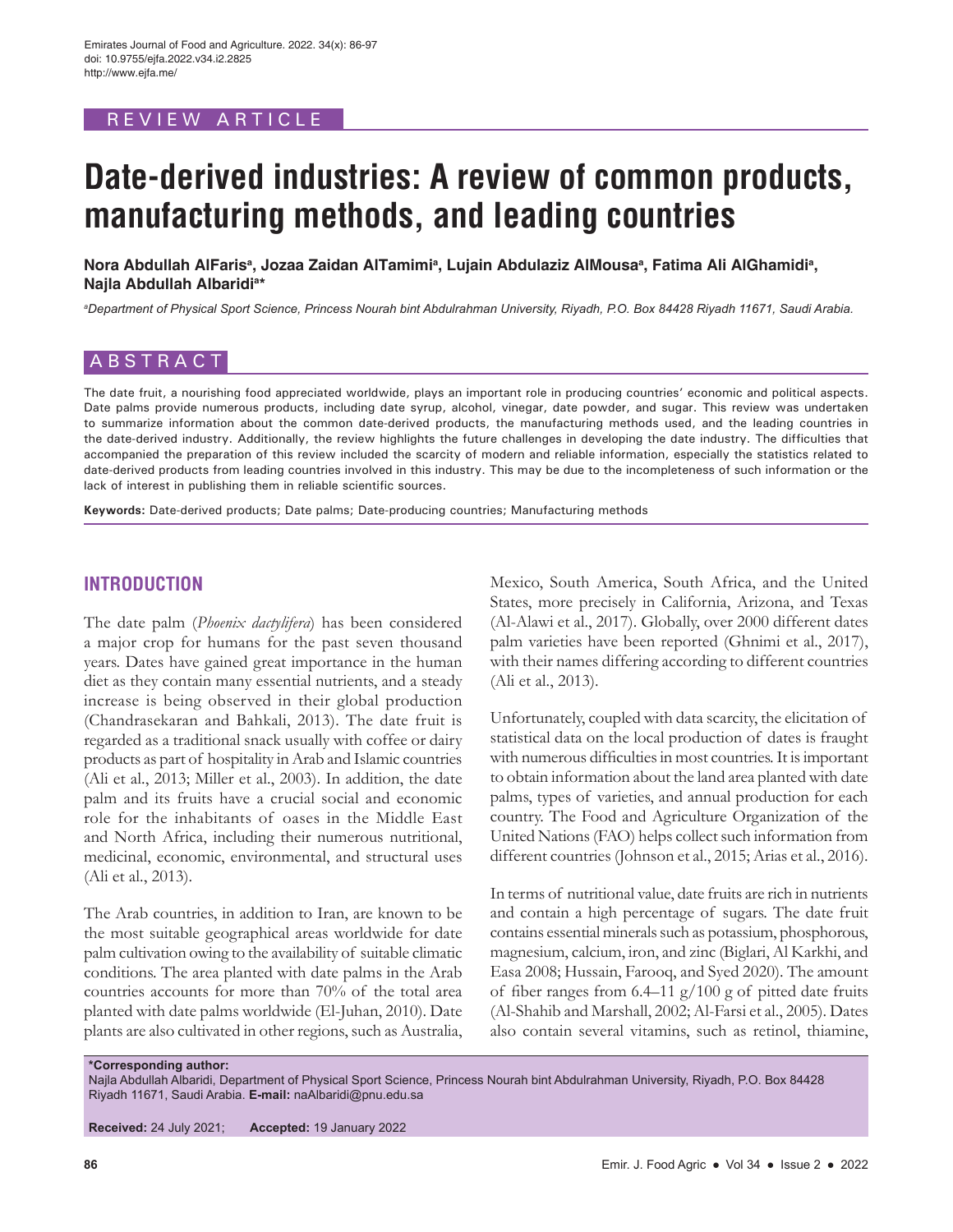REVIEW ARTICLE

# Date-derived industries: A review of common products, manufacturing methods, and leading countries

**Nora Abdullah AlFaris[a], Jozaa Zaidan AlTamimi[a], Lujain Abdulaziz AlMousa[a], Fatima Ali AlGhamidi[a], Najla Abdullah Albaridi[a]***

*[a]Department of Physical Sport Science, Princess Nourah bint Abdulrahman University, Riyadh, P.O. Box 84428 Riyadh 11671, Saudi Arabia.*

## ABSTRACT

The date fruit, a nourishing food appreciated worldwide, plays an important role in producing countries' economic and political aspects. Date palms provide numerous products, including date syrup, alcohol, vinegar, date powder, and sugar. This review was undertaken to summarize information about the common date-derived products, the manufacturing methods used, and the leading countries in the date-derived industry. Additionally, the review highlights the future challenges in developing the date industry. The difficulties that accompanied the preparation of this review included the scarcity of modern and reliable information, especially the statistics related to date-derived products from leading countries involved in this industry. This may be due to the incompleteness of such information or the lack of interest in publishing them in reliable scientific sources.

**Keywords:** Date-derived products; Date palms; Date-producing countries; Manufacturing methods

## INTRODUCTION

The date palm (*Phoenix dactylifera*) has been considered a major crop for humans for the past seven thousand years. Dates have gained great importance in the human diet as they contain many essential nutrients, and a steady increase is being observed in their global production (Chandrasekaran and Bahkali, 2013). The date fruit is regarded as a traditional snack usually with coffee or dairy products as part of hospitality in Arab and Islamic countries (Ali et al., 2013; Miller et al., 2003). In addition, the date palm and its fruits have a crucial social and economic role for the inhabitants of oases in the Middle East and North Africa, including their numerous nutritional, medicinal, economic, environmental, and structural uses (Ali et al., 2013).

The Arab countries, in addition to Iran, are known to be the most suitable geographical areas worldwide for date palm cultivation owing to the availability of suitable climatic conditions. The area planted with date palms in the Arab countries accounts for more than 70% of the total area planted with date palms worldwide (El-Juhan, 2010). Date plants are also cultivated in other regions, such as Australia, Mexico, South America, South Africa, and the United States, more precisely in California, Arizona, and Texas (Al-Alawi et al., 2017). Globally, over 2000 different dates palm varieties have been reported (Ghnimi et al., 2017), with their names differing according to different countries (Ali et al., 2013).

Unfortunately, coupled with data scarcity, the elicitation of statistical data on the local production of dates is fraught with numerous difficulties in most countries. It is important to obtain information about the land area planted with date palms, types of varieties, and annual production for each country. The Food and Agriculture Organization of the United Nations (FAO) helps collect such information from different countries (Johnson et al., 2015; Arias et al., 2016).

In terms of nutritional value, date fruits are rich in nutrients and contain a high percentage of sugars. The date fruit contains essential minerals such as potassium, phosphorous, magnesium, calcium, iron, and zinc (Biglari, Al Karkhi, and Easa 2008; Hussain, Farooq, and Syed 2020). The amount of fiber ranges from 6.4–11 g/100 g of pitted date fruits (Al-Shahib and Marshall, 2002; Al-Farsi et al., 2005). Dates also contain several vitamins, such as retinol, thiamine,

**\*Corresponding author:**
Najla Abdullah Albaridi, Department of Physical Sport Science, Princess Nourah bint Abdulrahman University, Riyadh, P.O. Box 84428 Riyadh 11671, Saudi Arabia. **E-mail:** naAlbaridi@pnu.edu.sa

**Received:** 24 July 2021; **Accepted:** 19 January 2022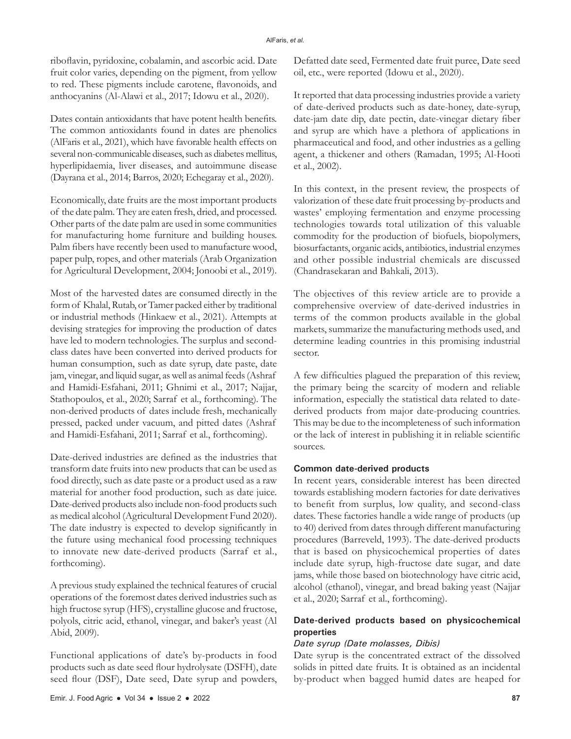riboflavin, pyridoxine, cobalamin, and ascorbic acid. Date fruit color varies, depending on the pigment, from yellow to red. These pigments include carotene, flavonoids, and anthocyanins (Al-Alawi et al., 2017; Idowu et al., 2020).

Dates contain antioxidants that have potent health benefits. The common antioxidants found in dates are phenolics (AlFaris et al., 2021), which have favorable health effects on several non-communicable diseases, such as diabetes mellitus, hyperlipidaemia, liver diseases, and autoimmune disease (Dayrana et al., 2014; Barros, 2020; Echegaray et al., 2020).

Economically, date fruits are the most important products of the date palm. They are eaten fresh, dried, and processed. Other parts of the date palm are used in some communities for manufacturing home furniture and building houses. Palm fibers have recently been used to manufacture wood, paper pulp, ropes, and other materials (Arab Organization for Agricultural Development, 2004; Jonoobi et al., 2019).

Most of the harvested dates are consumed directly in the form of Khalal, Rutab, or Tamer packed either by traditional or industrial methods (Hinkaew et al., 2021). Attempts at devising strategies for improving the production of dates have led to modern technologies. The surplus and second-class dates have been converted into derived products for human consumption, such as date syrup, date paste, date jam, vinegar, and liquid sugar, as well as animal feeds (Ashraf and Hamidi-Esfahani, 2011; Ghnimi et al., 2017; Najjar, Stathopoulos, et al., 2020; Sarraf et al., forthcoming). The non-derived products of dates include fresh, mechanically pressed, packed under vacuum, and pitted dates (Ashraf and Hamidi-Esfahani, 2011; Sarraf et al., forthcoming).

Date-derived industries are defined as the industries that transform date fruits into new products that can be used as food directly, such as date paste or a product used as a raw material for another food production, such as date juice. Date-derived products also include non-food products such as medical alcohol (Agricultural Development Fund 2020). The date industry is expected to develop significantly in the future using mechanical food processing techniques to innovate new date-derived products (Sarraf et al., forthcoming).

A previous study explained the technical features of crucial operations of the foremost dates derived industries such as high fructose syrup (HFS), crystalline glucose and fructose, polyols, citric acid, ethanol, vinegar, and baker's yeast (Al Abid, 2009).

Functional applications of date's by-products in food products such as date seed flour hydrolysate (DSFH), date seed flour (DSF), Date seed, Date syrup and powders, Defatted date seed, Fermented date fruit puree, Date seed oil, etc., were reported (Idowu et al., 2020).

It reported that data processing industries provide a variety of date-derived products such as date-honey, date-syrup, date-jam date dip, date pectin, date-vinegar dietary fiber and syrup are which have a plethora of applications in pharmaceutical and food, and other industries as a gelling agent, a thickener and others (Ramadan, 1995; Al-Hooti et al., 2002).

In this context, in the present review, the prospects of valorization of these date fruit processing by-products and wastes' employing fermentation and enzyme processing technologies towards total utilization of this valuable commodity for the production of biofuels, biopolymers, biosurfactants, organic acids, antibiotics, industrial enzymes and other possible industrial chemicals are discussed (Chandrasekaran and Bahkali, 2013).

The objectives of this review article are to provide a comprehensive overview of date-derived industries in terms of the common products available in the global markets, summarize the manufacturing methods used, and determine leading countries in this promising industrial sector.

A few difficulties plagued the preparation of this review, the primary being the scarcity of modern and reliable information, especially the statistical data related to date-derived products from major date-producing countries. This may be due to the incompleteness of such information or the lack of interest in publishing it in reliable scientific sources.

## Common date-derived products

In recent years, considerable interest has been directed towards establishing modern factories for date derivatives to benefit from surplus, low quality, and second-class dates. These factories handle a wide range of products (up to 40) derived from dates through different manufacturing procedures (Barreveld, 1993). The date-derived products that is based on physicochemical properties of dates include date syrup, high-fructose date sugar, and date jams, while those based on biotechnology have citric acid, alcohol (ethanol), vinegar, and bread baking yeast (Najjar et al., 2020; Sarraf et al., forthcoming).

## Date-derived products based on physicochemical properties

### *Date syrup (Date molasses, Dibis)*

Date syrup is the concentrated extract of the dissolved solids in pitted date fruits. It is obtained as an incidental by-product when bagged humid dates are heaped for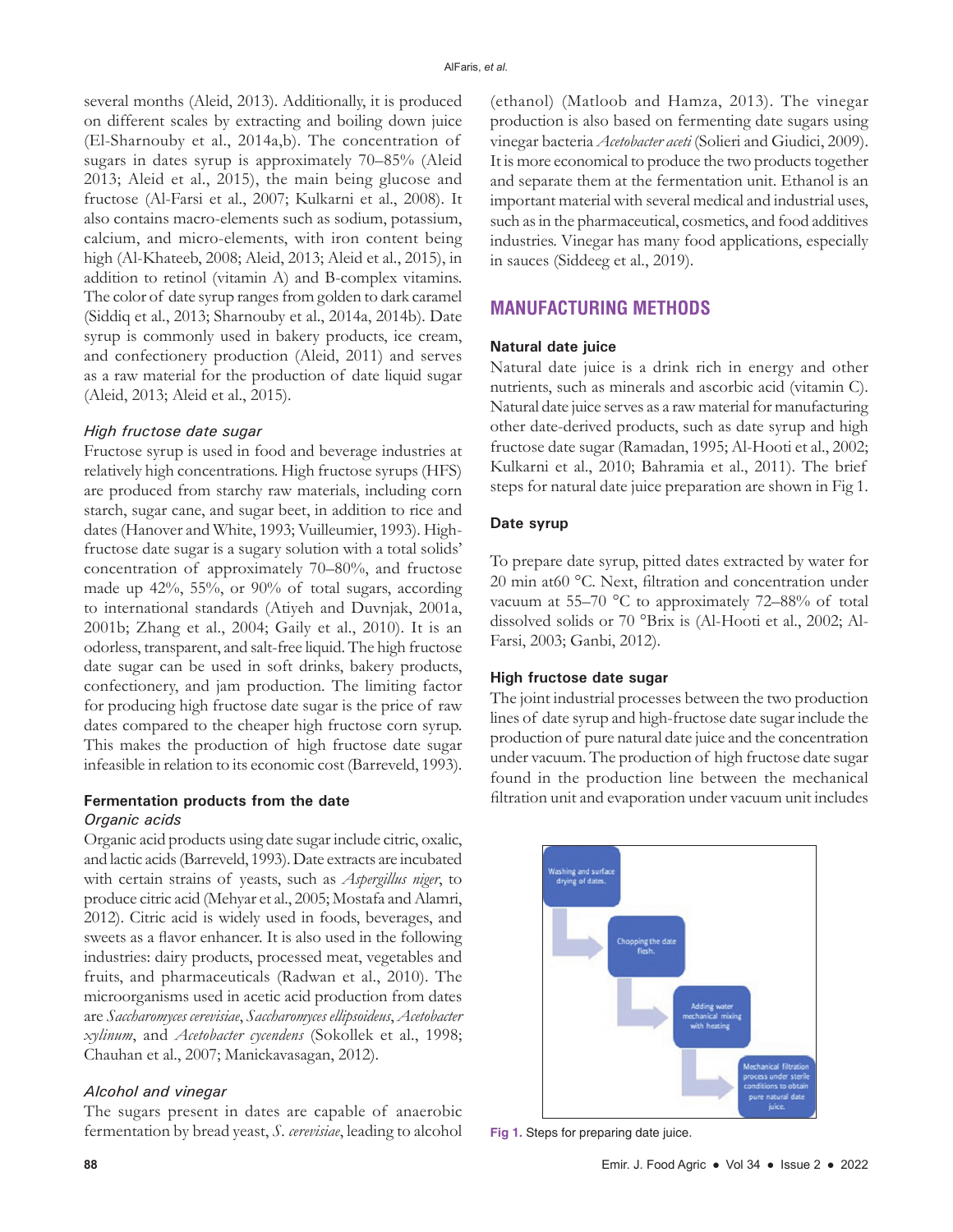several months (Aleid, 2013). Additionally, it is produced on different scales by extracting and boiling down juice (El-Sharnouby et al., 2014a,b). The concentration of sugars in dates syrup is approximately 70–85% (Aleid 2013; Aleid et al., 2015), the main being glucose and fructose (Al-Farsi et al., 2007; Kulkarni et al., 2008). It also contains macro-elements such as sodium, potassium, calcium, and micro-elements, with iron content being high (Al-Khateeb, 2008; Aleid, 2013; Aleid et al., 2015), in addition to retinol (vitamin A) and B-complex vitamins. The color of date syrup ranges from golden to dark caramel (Siddiq et al., 2013; Sharnouby et al., 2014a, 2014b). Date syrup is commonly used in bakery products, ice cream, and confectionery production (Aleid, 2011) and serves as a raw material for the production of date liquid sugar (Aleid, 2013; Aleid et al., 2015).

#### *High fructose date sugar*

Fructose syrup is used in food and beverage industries at relatively high concentrations. High fructose syrups (HFS) are produced from starchy raw materials, including corn starch, sugar cane, and sugar beet, in addition to rice and dates (Hanover and White, 1993; Vuilleumier, 1993). High-fructose date sugar is a sugary solution with a total solids' concentration of approximately 70–80%, and fructose made up 42%, 55%, or 90% of total sugars, according to international standards (Atiyeh and Duvnjak, 2001a, 2001b; Zhang et al., 2004; Gaily et al., 2010). It is an odorless, transparent, and salt-free liquid. The high fructose date sugar can be used in soft drinks, bakery products, confectionery, and jam production. The limiting factor for producing high fructose date sugar is the price of raw dates compared to the cheaper high fructose corn syrup. This makes the production of high fructose date sugar infeasible in relation to its economic cost (Barreveld, 1993).

### Fermentation products from the date

#### *Organic acids*

Organic acid products using date sugar include citric, oxalic, and lactic acids (Barreveld, 1993). Date extracts are incubated with certain strains of yeasts, such as *Aspergillus niger*, to produce citric acid (Mehyar et al., 2005; Mostafa and Alamri, 2012). Citric acid is widely used in foods, beverages, and sweets as a flavor enhancer. It is also used in the following industries: dairy products, processed meat, vegetables and fruits, and pharmaceuticals (Radwan et al., 2010). The microorganisms used in acetic acid production from dates are *Saccharomyces cerevisiae*, *Saccharomyces ellipsoideus*, *Acetobacter xylinum*, and *Acetobacter cycendens* (Sokollek et al., 1998; Chauhan et al., 2007; Manickavasagan, 2012).

#### *Alcohol and vinegar*

The sugars present in dates are capable of anaerobic fermentation by bread yeast, *S. cerevisiae*, leading to alcohol (ethanol) (Matloob and Hamza, 2013). The vinegar production is also based on fermenting date sugars using vinegar bacteria *Acetobacter aceti* (Solieri and Giudici, 2009). It is more economical to produce the two products together and separate them at the fermentation unit. Ethanol is an important material with several medical and industrial uses, such as in the pharmaceutical, cosmetics, and food additives industries. Vinegar has many food applications, especially in sauces (Siddeeg et al., 2019).

## MANUFACTURING METHODS

### Natural date juice

Natural date juice is a drink rich in energy and other nutrients, such as minerals and ascorbic acid (vitamin C). Natural date juice serves as a raw material for manufacturing other date-derived products, such as date syrup and high fructose date sugar (Ramadan, 1995; Al-Hooti et al., 2002; Kulkarni et al., 2010; Bahramia et al., 2011). The brief steps for natural date juice preparation are shown in Fig 1.

Washing and surface drying of dates. → Chopping the date flesh. → Adding water mechanical mixing with heating → Mechanical filtration process under sterile conditions to obtain pure natural date juice.

Fig 1. Steps for preparing date juice.

### Date syrup

To prepare date syrup, pitted dates extracted by water for 20 min at60 °C. Next, filtration and concentration under vacuum at 55–70 °C to approximately 72–88% of total dissolved solids or 70 °Brix is (Al-Hooti et al., 2002; Al-Farsi, 2003; Ganbi, 2012).

### High fructose date sugar

The joint industrial processes between the two production lines of date syrup and high-fructose date sugar include the production of pure natural date juice and the concentration under vacuum. The production of high fructose date sugar found in the production line between the mechanical filtration unit and evaporation under vacuum unit includes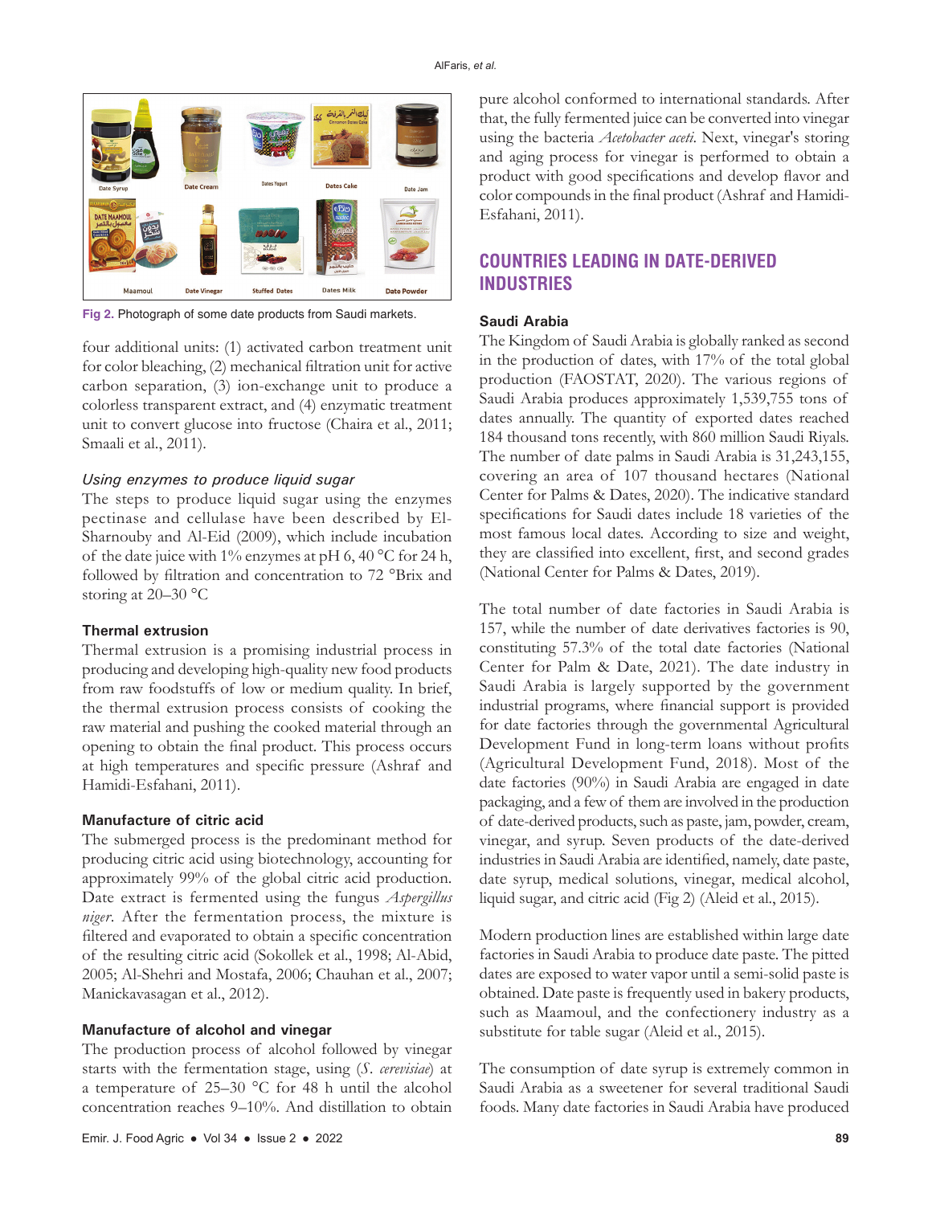Fig 2. Photograph of some date products from Saudi markets.

four additional units: (1) activated carbon treatment unit for color bleaching, (2) mechanical filtration unit for active carbon separation, (3) ion-exchange unit to produce a colorless transparent extract, and (4) enzymatic treatment unit to convert glucose into fructose (Chaira et al., 2011; Smaali et al., 2011).

### *Using enzymes to produce liquid sugar*

The steps to produce liquid sugar using the enzymes pectinase and cellulase have been described by El-Sharnouby and Al-Eid (2009), which include incubation of the date juice with 1% enzymes at pH 6, 40 °C for 24 h, followed by filtration and concentration to 72 °Brix and storing at 20–30 °C

### Thermal extrusion

Thermal extrusion is a promising industrial process in producing and developing high-quality new food products from raw foodstuffs of low or medium quality. In brief, the thermal extrusion process consists of cooking the raw material and pushing the cooked material through an opening to obtain the final product. This process occurs at high temperatures and specific pressure (Ashraf and Hamidi-Esfahani, 2011).

### Manufacture of citric acid

The submerged process is the predominant method for producing citric acid using biotechnology, accounting for approximately 99% of the global citric acid production. Date extract is fermented using the fungus *Aspergillus niger*. After the fermentation process, the mixture is filtered and evaporated to obtain a specific concentration of the resulting citric acid (Sokollek et al., 1998; Al-Abid, 2005; Al-Shehri and Mostafa, 2006; Chauhan et al., 2007; Manickavasagan et al., 2012).

### Manufacture of alcohol and vinegar

The production process of alcohol followed by vinegar starts with the fermentation stage, using (*S. cerevisiae*) at a temperature of 25–30 °C for 48 h until the alcohol concentration reaches 9–10%. And distillation to obtain pure alcohol conformed to international standards. After that, the fully fermented juice can be converted into vinegar using the bacteria *Acetobacter aceti*. Next, vinegar's storing and aging process for vinegar is performed to obtain a product with good specifications and develop flavor and color compounds in the final product (Ashraf and Hamidi-Esfahani, 2011).

## COUNTRIES LEADING IN DATE-DERIVED INDUSTRIES

### Saudi Arabia

The Kingdom of Saudi Arabia is globally ranked as second in the production of dates, with 17% of the total global production (FAOSTAT, 2020). The various regions of Saudi Arabia produces approximately 1,539,755 tons of dates annually. The quantity of exported dates reached 184 thousand tons recently, with 860 million Saudi Riyals. The number of date palms in Saudi Arabia is 31,243,155, covering an area of 107 thousand hectares (National Center for Palms & Dates, 2020). The indicative standard specifications for Saudi dates include 18 varieties of the most famous local dates. According to size and weight, they are classified into excellent, first, and second grades (National Center for Palms & Dates, 2019).

The total number of date factories in Saudi Arabia is 157, while the number of date derivatives factories is 90, constituting 57.3% of the total date factories (National Center for Palm & Date, 2021). The date industry in Saudi Arabia is largely supported by the government industrial programs, where financial support is provided for date factories through the governmental Agricultural Development Fund in long-term loans without profits (Agricultural Development Fund, 2018). Most of the date factories (90%) in Saudi Arabia are engaged in date packaging, and a few of them are involved in the production of date-derived products, such as paste, jam, powder, cream, vinegar, and syrup. Seven products of the date-derived industries in Saudi Arabia are identified, namely, date paste, date syrup, medical solutions, vinegar, medical alcohol, liquid sugar, and citric acid (Fig 2) (Aleid et al., 2015).

Modern production lines are established within large date factories in Saudi Arabia to produce date paste. The pitted dates are exposed to water vapor until a semi-solid paste is obtained. Date paste is frequently used in bakery products, such as Maamoul, and the confectionery industry as a substitute for table sugar (Aleid et al., 2015).

The consumption of date syrup is extremely common in Saudi Arabia as a sweetener for several traditional Saudi foods. Many date factories in Saudi Arabia have produced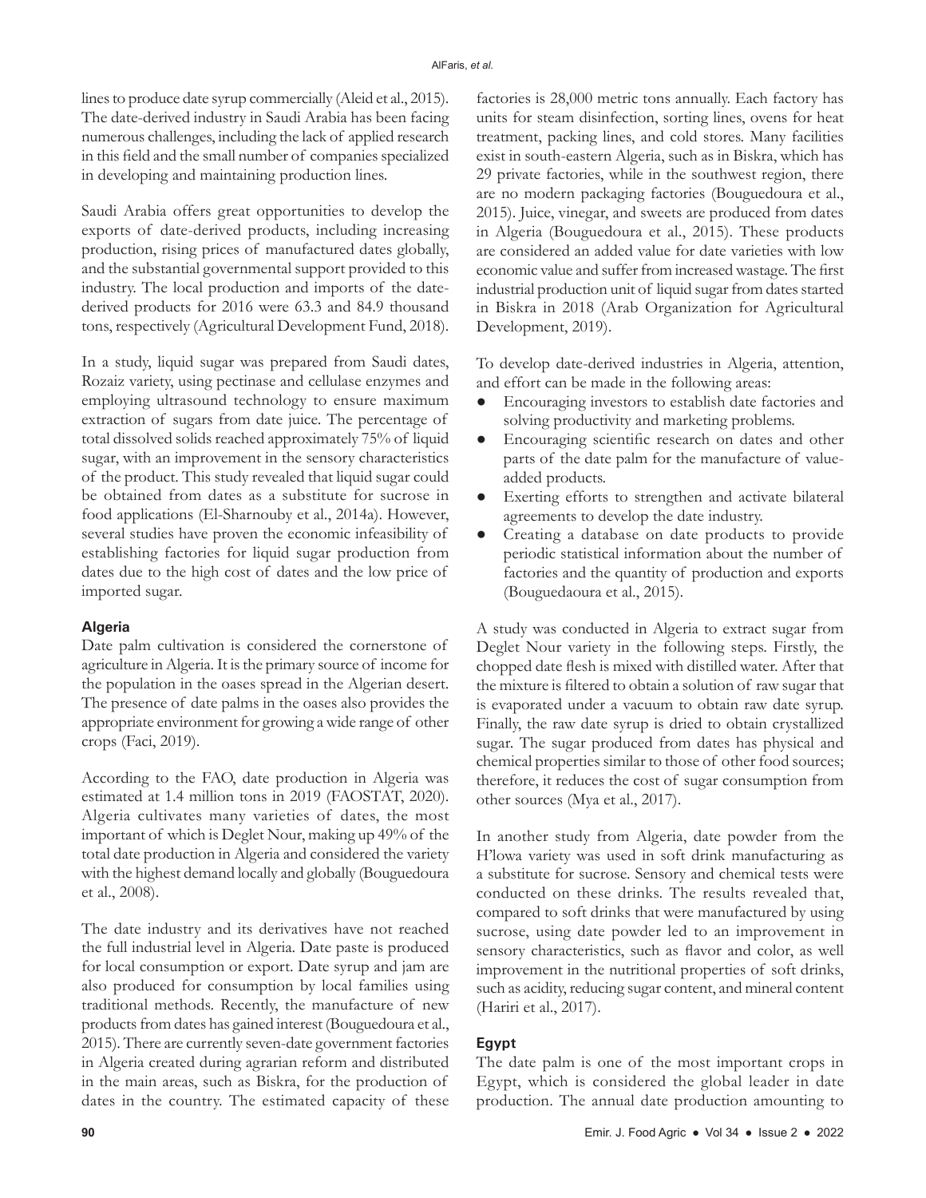lines to produce date syrup commercially (Aleid et al., 2015). The date-derived industry in Saudi Arabia has been facing numerous challenges, including the lack of applied research in this field and the small number of companies specialized in developing and maintaining production lines.

Saudi Arabia offers great opportunities to develop the exports of date-derived products, including increasing production, rising prices of manufactured dates globally, and the substantial governmental support provided to this industry. The local production and imports of the date-derived products for 2016 were 63.3 and 84.9 thousand tons, respectively (Agricultural Development Fund, 2018).

In a study, liquid sugar was prepared from Saudi dates, Rozaiz variety, using pectinase and cellulase enzymes and employing ultrasound technology to ensure maximum extraction of sugars from date juice. The percentage of total dissolved solids reached approximately 75% of liquid sugar, with an improvement in the sensory characteristics of the product. This study revealed that liquid sugar could be obtained from dates as a substitute for sucrose in food applications (El-Sharnouby et al., 2014a). However, several studies have proven the economic infeasibility of establishing factories for liquid sugar production from dates due to the high cost of dates and the low price of imported sugar.

### Algeria

Date palm cultivation is considered the cornerstone of agriculture in Algeria. It is the primary source of income for the population in the oases spread in the Algerian desert. The presence of date palms in the oases also provides the appropriate environment for growing a wide range of other crops (Faci, 2019).

According to the FAO, date production in Algeria was estimated at 1.4 million tons in 2019 (FAOSTAT, 2020). Algeria cultivates many varieties of dates, the most important of which is Deglet Nour, making up 49% of the total date production in Algeria and considered the variety with the highest demand locally and globally (Bouguedoura et al., 2008).

The date industry and its derivatives have not reached the full industrial level in Algeria. Date paste is produced for local consumption or export. Date syrup and jam are also produced for consumption by local families using traditional methods. Recently, the manufacture of new products from dates has gained interest (Bouguedoura et al., 2015). There are currently seven-date government factories in Algeria created during agrarian reform and distributed in the main areas, such as Biskra, for the production of dates in the country. The estimated capacity of these factories is 28,000 metric tons annually. Each factory has units for steam disinfection, sorting lines, ovens for heat treatment, packing lines, and cold stores. Many facilities exist in south-eastern Algeria, such as in Biskra, which has 29 private factories, while in the southwest region, there are no modern packaging factories (Bouguedoura et al., 2015). Juice, vinegar, and sweets are produced from dates in Algeria (Bouguedoura et al., 2015). These products are considered an added value for date varieties with low economic value and suffer from increased wastage. The first industrial production unit of liquid sugar from dates started in Biskra in 2018 (Arab Organization for Agricultural Development, 2019).

To develop date-derived industries in Algeria, attention, and effort can be made in the following areas:

- Encouraging investors to establish date factories and solving productivity and marketing problems.
- Encouraging scientific research on dates and other parts of the date palm for the manufacture of value-added products.
- Exerting efforts to strengthen and activate bilateral agreements to develop the date industry.
- Creating a database on date products to provide periodic statistical information about the number of factories and the quantity of production and exports (Bouguedaoura et al., 2015).

A study was conducted in Algeria to extract sugar from Deglet Nour variety in the following steps. Firstly, the chopped date flesh is mixed with distilled water. After that the mixture is filtered to obtain a solution of raw sugar that is evaporated under a vacuum to obtain raw date syrup. Finally, the raw date syrup is dried to obtain crystallized sugar. The sugar produced from dates has physical and chemical properties similar to those of other food sources; therefore, it reduces the cost of sugar consumption from other sources (Mya et al., 2017).

In another study from Algeria, date powder from the H'lowa variety was used in soft drink manufacturing as a substitute for sucrose. Sensory and chemical tests were conducted on these drinks. The results revealed that, compared to soft drinks that were manufactured by using sucrose, using date powder led to an improvement in sensory characteristics, such as flavor and color, as well improvement in the nutritional properties of soft drinks, such as acidity, reducing sugar content, and mineral content (Hariri et al., 2017).

### Egypt

The date palm is one of the most important crops in Egypt, which is considered the global leader in date production. The annual date production amounting to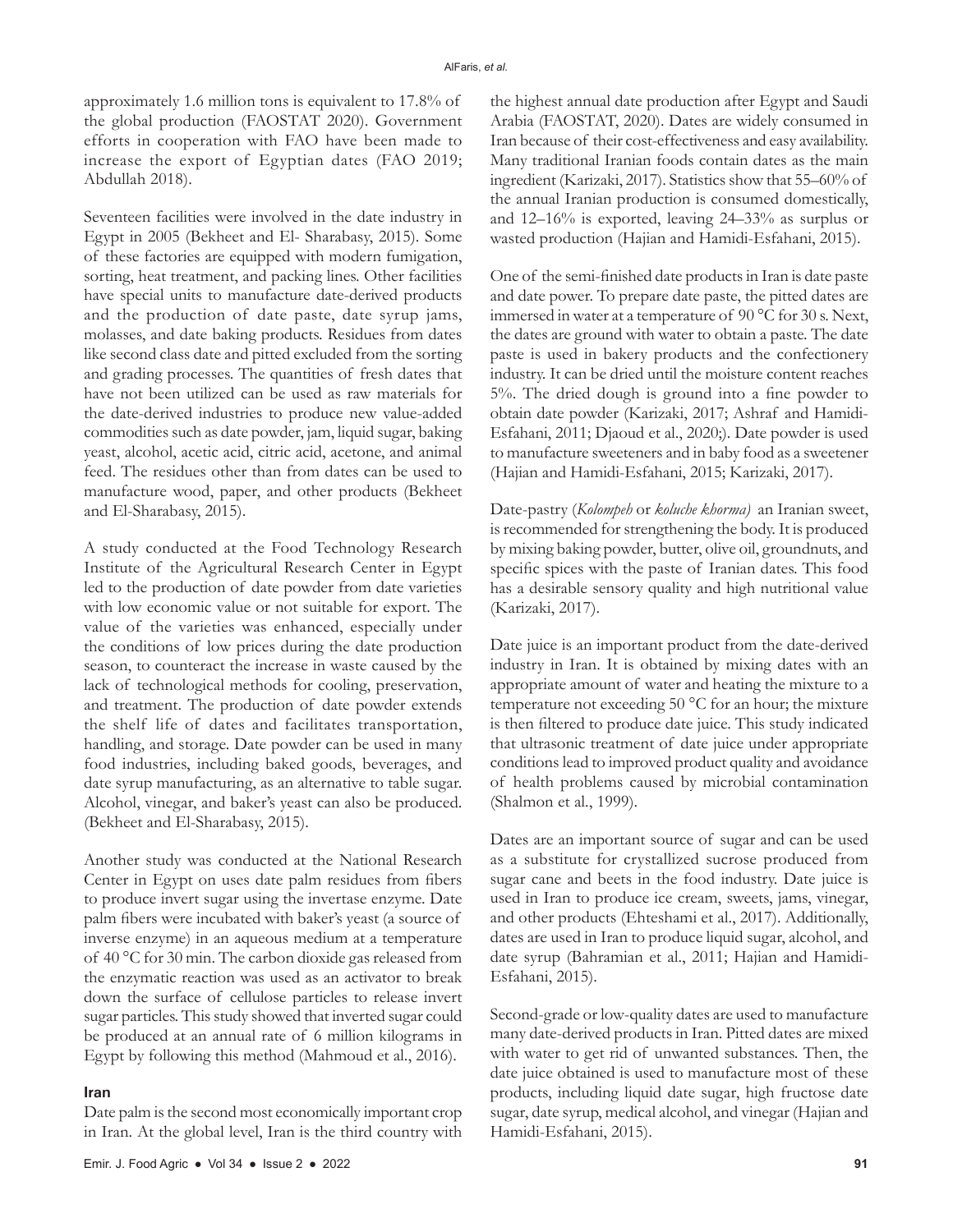approximately 1.6 million tons is equivalent to 17.8% of the global production (FAOSTAT 2020). Government efforts in cooperation with FAO have been made to increase the export of Egyptian dates (FAO 2019; Abdullah 2018).

Seventeen facilities were involved in the date industry in Egypt in 2005 (Bekheet and El- Sharabasy, 2015). Some of these factories are equipped with modern fumigation, sorting, heat treatment, and packing lines. Other facilities have special units to manufacture date-derived products and the production of date paste, date syrup jams, molasses, and date baking products. Residues from dates like second class date and pitted excluded from the sorting and grading processes. The quantities of fresh dates that have not been utilized can be used as raw materials for the date-derived industries to produce new value-added commodities such as date powder, jam, liquid sugar, baking yeast, alcohol, acetic acid, citric acid, acetone, and animal feed. The residues other than from dates can be used to manufacture wood, paper, and other products (Bekheet and El-Sharabasy, 2015).

A study conducted at the Food Technology Research Institute of the Agricultural Research Center in Egypt led to the production of date powder from date varieties with low economic value or not suitable for export. The value of the varieties was enhanced, especially under the conditions of low prices during the date production season, to counteract the increase in waste caused by the lack of technological methods for cooling, preservation, and treatment. The production of date powder extends the shelf life of dates and facilitates transportation, handling, and storage. Date powder can be used in many food industries, including baked goods, beverages, and date syrup manufacturing, as an alternative to table sugar. Alcohol, vinegar, and baker's yeast can also be produced. (Bekheet and El-Sharabasy, 2015).

Another study was conducted at the National Research Center in Egypt on uses date palm residues from fibers to produce invert sugar using the invertase enzyme. Date palm fibers were incubated with baker's yeast (a source of inverse enzyme) in an aqueous medium at a temperature of 40 °C for 30 min. The carbon dioxide gas released from the enzymatic reaction was used as an activator to break down the surface of cellulose particles to release invert sugar particles. This study showed that inverted sugar could be produced at an annual rate of 6 million kilograms in Egypt by following this method (Mahmoud et al., 2016).

### Iran

Date palm is the second most economically important crop in Iran. At the global level, Iran is the third country with the highest annual date production after Egypt and Saudi Arabia (FAOSTAT, 2020). Dates are widely consumed in Iran because of their cost-effectiveness and easy availability. Many traditional Iranian foods contain dates as the main ingredient (Karizaki, 2017). Statistics show that 55–60% of the annual Iranian production is consumed domestically, and 12–16% is exported, leaving 24–33% as surplus or wasted production (Hajian and Hamidi-Esfahani, 2015).

One of the semi-finished date products in Iran is date paste and date power. To prepare date paste, the pitted dates are immersed in water at a temperature of 90 °C for 30 s. Next, the dates are ground with water to obtain a paste. The date paste is used in bakery products and the confectionery industry. It can be dried until the moisture content reaches 5%. The dried dough is ground into a fine powder to obtain date powder (Karizaki, 2017; Ashraf and Hamidi-Esfahani, 2011; Djaoud et al., 2020;). Date powder is used to manufacture sweeteners and in baby food as a sweetener (Hajian and Hamidi-Esfahani, 2015; Karizaki, 2017).

Date-pastry (*Kolompeh* or *koluche khorma)* an Iranian sweet, is recommended for strengthening the body. It is produced by mixing baking powder, butter, olive oil, groundnuts, and specific spices with the paste of Iranian dates. This food has a desirable sensory quality and high nutritional value (Karizaki, 2017).

Date juice is an important product from the date-derived industry in Iran. It is obtained by mixing dates with an appropriate amount of water and heating the mixture to a temperature not exceeding 50 °C for an hour; the mixture is then filtered to produce date juice. This study indicated that ultrasonic treatment of date juice under appropriate conditions lead to improved product quality and avoidance of health problems caused by microbial contamination (Shalmon et al., 1999).

Dates are an important source of sugar and can be used as a substitute for crystallized sucrose produced from sugar cane and beets in the food industry. Date juice is used in Iran to produce ice cream, sweets, jams, vinegar, and other products (Ehteshami et al., 2017). Additionally, dates are used in Iran to produce liquid sugar, alcohol, and date syrup (Bahramian et al., 2011; Hajian and Hamidi-Esfahani, 2015).

Second-grade or low-quality dates are used to manufacture many date-derived products in Iran. Pitted dates are mixed with water to get rid of unwanted substances. Then, the date juice obtained is used to manufacture most of these products, including liquid date sugar, high fructose date sugar, date syrup, medical alcohol, and vinegar (Hajian and Hamidi-Esfahani, 2015).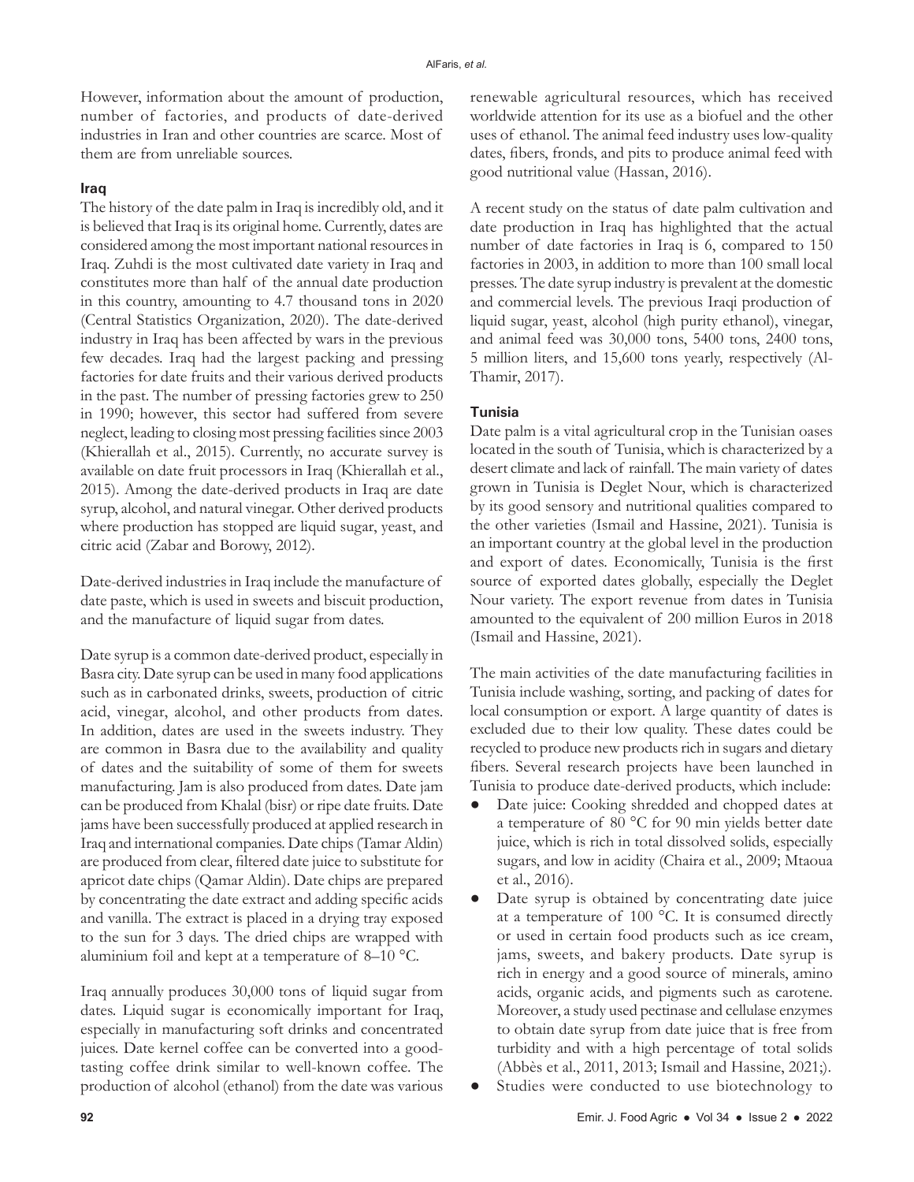However, information about the amount of production, number of factories, and products of date-derived industries in Iran and other countries are scarce. Most of them are from unreliable sources.

### Iraq

The history of the date palm in Iraq is incredibly old, and it is believed that Iraq is its original home. Currently, dates are considered among the most important national resources in Iraq. Zuhdi is the most cultivated date variety in Iraq and constitutes more than half of the annual date production in this country, amounting to 4.7 thousand tons in 2020 (Central Statistics Organization, 2020). The date-derived industry in Iraq has been affected by wars in the previous few decades. Iraq had the largest packing and pressing factories for date fruits and their various derived products in the past. The number of pressing factories grew to 250 in 1990; however, this sector had suffered from severe neglect, leading to closing most pressing facilities since 2003 (Khierallah et al., 2015). Currently, no accurate survey is available on date fruit processors in Iraq (Khierallah et al., 2015). Among the date-derived products in Iraq are date syrup, alcohol, and natural vinegar. Other derived products where production has stopped are liquid sugar, yeast, and citric acid (Zabar and Borowy, 2012).

Date-derived industries in Iraq include the manufacture of date paste, which is used in sweets and biscuit production, and the manufacture of liquid sugar from dates.

Date syrup is a common date-derived product, especially in Basra city. Date syrup can be used in many food applications such as in carbonated drinks, sweets, production of citric acid, vinegar, alcohol, and other products from dates. In addition, dates are used in the sweets industry. They are common in Basra due to the availability and quality of dates and the suitability of some of them for sweets manufacturing. Jam is also produced from dates. Date jam can be produced from Khalal (bisr) or ripe date fruits. Date jams have been successfully produced at applied research in Iraq and international companies. Date chips (Tamar Aldin) are produced from clear, filtered date juice to substitute for apricot date chips (Qamar Aldin). Date chips are prepared by concentrating the date extract and adding specific acids and vanilla. The extract is placed in a drying tray exposed to the sun for 3 days. The dried chips are wrapped with aluminium foil and kept at a temperature of 8–10 °C.

Iraq annually produces 30,000 tons of liquid sugar from dates. Liquid sugar is economically important for Iraq, especially in manufacturing soft drinks and concentrated juices. Date kernel coffee can be converted into a good-tasting coffee drink similar to well-known coffee. The production of alcohol (ethanol) from the date was various renewable agricultural resources, which has received worldwide attention for its use as a biofuel and the other uses of ethanol. The animal feed industry uses low-quality dates, fibers, fronds, and pits to produce animal feed with good nutritional value (Hassan, 2016).

A recent study on the status of date palm cultivation and date production in Iraq has highlighted that the actual number of date factories in Iraq is 6, compared to 150 factories in 2003, in addition to more than 100 small local presses. The date syrup industry is prevalent at the domestic and commercial levels. The previous Iraqi production of liquid sugar, yeast, alcohol (high purity ethanol), vinegar, and animal feed was 30,000 tons, 5400 tons, 2400 tons, 5 million liters, and 15,600 tons yearly, respectively (Al-Thamir, 2017).

### Tunisia

Date palm is a vital agricultural crop in the Tunisian oases located in the south of Tunisia, which is characterized by a desert climate and lack of rainfall. The main variety of dates grown in Tunisia is Deglet Nour, which is characterized by its good sensory and nutritional qualities compared to the other varieties (Ismail and Hassine, 2021). Tunisia is an important country at the global level in the production and export of dates. Economically, Tunisia is the first source of exported dates globally, especially the Deglet Nour variety. The export revenue from dates in Tunisia amounted to the equivalent of 200 million Euros in 2018 (Ismail and Hassine, 2021).

The main activities of the date manufacturing facilities in Tunisia include washing, sorting, and packing of dates for local consumption or export. A large quantity of dates is excluded due to their low quality. These dates could be recycled to produce new products rich in sugars and dietary fibers. Several research projects have been launched in Tunisia to produce date-derived products, which include:

- Date juice: Cooking shredded and chopped dates at a temperature of 80 °C for 90 min yields better date juice, which is rich in total dissolved solids, especially sugars, and low in acidity (Chaira et al., 2009; Mtaoua et al., 2016).
- Date syrup is obtained by concentrating date juice at a temperature of 100 °C. It is consumed directly or used in certain food products such as ice cream, jams, sweets, and bakery products. Date syrup is rich in energy and a good source of minerals, amino acids, organic acids, and pigments such as carotene. Moreover, a study used pectinase and cellulase enzymes to obtain date syrup from date juice that is free from turbidity and with a high percentage of total solids (Abbès et al., 2011, 2013; Ismail and Hassine, 2021;).
- Studies were conducted to use biotechnology to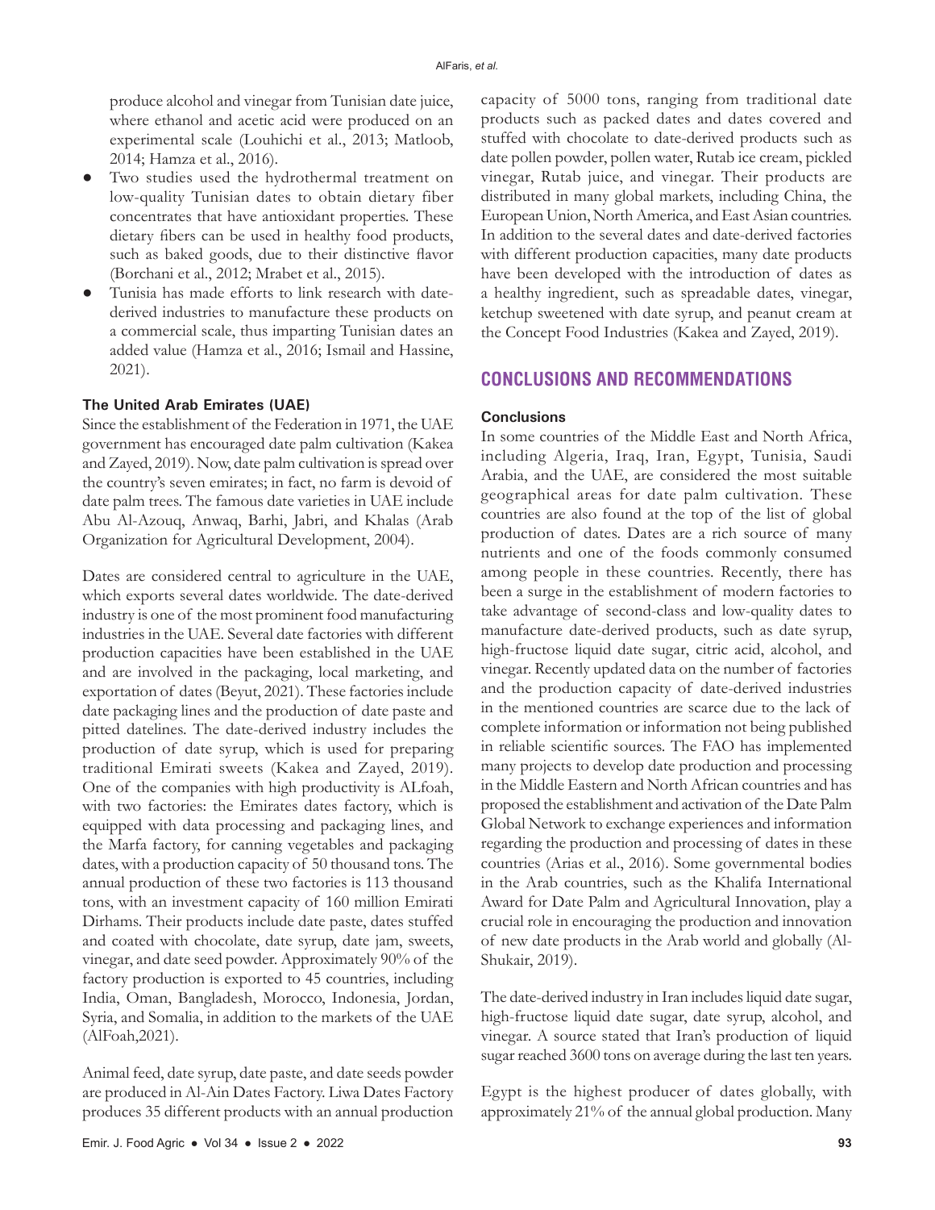produce alcohol and vinegar from Tunisian date juice, where ethanol and acetic acid were produced on an experimental scale (Louhichi et al., 2013; Matloob, 2014; Hamza et al., 2016).

- Two studies used the hydrothermal treatment on low-quality Tunisian dates to obtain dietary fiber concentrates that have antioxidant properties. These dietary fibers can be used in healthy food products, such as baked goods, due to their distinctive flavor (Borchani et al., 2012; Mrabet et al., 2015).
- Tunisia has made efforts to link research with date-derived industries to manufacture these products on a commercial scale, thus imparting Tunisian dates an added value (Hamza et al., 2016; Ismail and Hassine, 2021).

### The United Arab Emirates (UAE)

Since the establishment of the Federation in 1971, the UAE government has encouraged date palm cultivation (Kakea and Zayed, 2019). Now, date palm cultivation is spread over the country's seven emirates; in fact, no farm is devoid of date palm trees. The famous date varieties in UAE include Abu Al-Azouq, Anwaq, Barhi, Jabri, and Khalas (Arab Organization for Agricultural Development, 2004).

Dates are considered central to agriculture in the UAE, which exports several dates worldwide. The date-derived industry is one of the most prominent food manufacturing industries in the UAE. Several date factories with different production capacities have been established in the UAE and are involved in the packaging, local marketing, and exportation of dates (Beyut, 2021). These factories include date packaging lines and the production of date paste and pitted datelines. The date-derived industry includes the production of date syrup, which is used for preparing traditional Emirati sweets (Kakea and Zayed, 2019). One of the companies with high productivity is ALfoah, with two factories: the Emirates dates factory, which is equipped with data processing and packaging lines, and the Marfa factory, for canning vegetables and packaging dates, with a production capacity of 50 thousand tons. The annual production of these two factories is 113 thousand tons, with an investment capacity of 160 million Emirati Dirhams. Their products include date paste, dates stuffed and coated with chocolate, date syrup, date jam, sweets, vinegar, and date seed powder. Approximately 90% of the factory production is exported to 45 countries, including India, Oman, Bangladesh, Morocco, Indonesia, Jordan, Syria, and Somalia, in addition to the markets of the UAE (AlFoah,2021).

Animal feed, date syrup, date paste, and date seeds powder are produced in Al-Ain Dates Factory. Liwa Dates Factory produces 35 different products with an annual production capacity of 5000 tons, ranging from traditional date products such as packed dates and dates covered and stuffed with chocolate to date-derived products such as date pollen powder, pollen water, Rutab ice cream, pickled vinegar, Rutab juice, and vinegar. Their products are distributed in many global markets, including China, the European Union, North America, and East Asian countries. In addition to the several dates and date-derived factories with different production capacities, many date products have been developed with the introduction of dates as a healthy ingredient, such as spreadable dates, vinegar, ketchup sweetened with date syrup, and peanut cream at the Concept Food Industries (Kakea and Zayed, 2019).

## CONCLUSIONS AND RECOMMENDATIONS

### Conclusions

In some countries of the Middle East and North Africa, including Algeria, Iraq, Iran, Egypt, Tunisia, Saudi Arabia, and the UAE, are considered the most suitable geographical areas for date palm cultivation. These countries are also found at the top of the list of global production of dates. Dates are a rich source of many nutrients and one of the foods commonly consumed among people in these countries. Recently, there has been a surge in the establishment of modern factories to take advantage of second-class and low-quality dates to manufacture date-derived products, such as date syrup, high-fructose liquid date sugar, citric acid, alcohol, and vinegar. Recently updated data on the number of factories and the production capacity of date-derived industries in the mentioned countries are scarce due to the lack of complete information or information not being published in reliable scientific sources. The FAO has implemented many projects to develop date production and processing in the Middle Eastern and North African countries and has proposed the establishment and activation of the Date Palm Global Network to exchange experiences and information regarding the production and processing of dates in these countries (Arias et al., 2016). Some governmental bodies in the Arab countries, such as the Khalifa International Award for Date Palm and Agricultural Innovation, play a crucial role in encouraging the production and innovation of new date products in the Arab world and globally (Al-Shukair, 2019).

The date-derived industry in Iran includes liquid date sugar, high-fructose liquid date sugar, date syrup, alcohol, and vinegar. A source stated that Iran's production of liquid sugar reached 3600 tons on average during the last ten years.

Egypt is the highest producer of dates globally, with approximately 21% of the annual global production. Many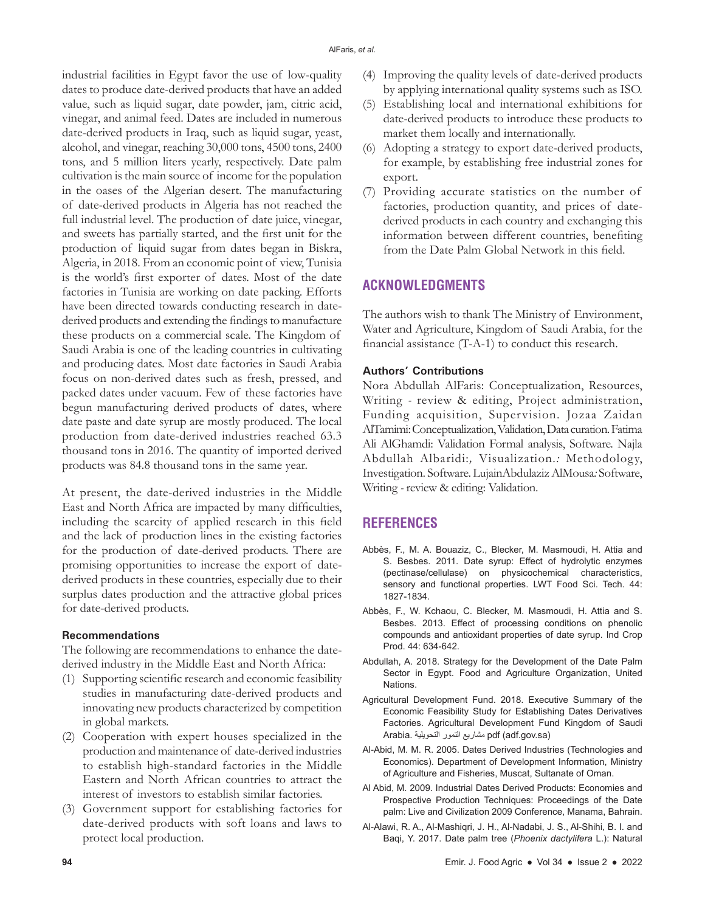industrial facilities in Egypt favor the use of low-quality dates to produce date-derived products that have an added value, such as liquid sugar, date powder, jam, citric acid, vinegar, and animal feed. Dates are included in numerous date-derived products in Iraq, such as liquid sugar, yeast, alcohol, and vinegar, reaching 30,000 tons, 4500 tons, 2400 tons, and 5 million liters yearly, respectively. Date palm cultivation is the main source of income for the population in the oases of the Algerian desert. The manufacturing of date-derived products in Algeria has not reached the full industrial level. The production of date juice, vinegar, and sweets has partially started, and the first unit for the production of liquid sugar from dates began in Biskra, Algeria, in 2018. From an economic point of view, Tunisia is the world's first exporter of dates. Most of the date factories in Tunisia are working on date packing. Efforts have been directed towards conducting research in date-derived products and extending the findings to manufacture these products on a commercial scale. The Kingdom of Saudi Arabia is one of the leading countries in cultivating and producing dates. Most date factories in Saudi Arabia focus on non-derived dates such as fresh, pressed, and packed dates under vacuum. Few of these factories have begun manufacturing derived products of dates, where date paste and date syrup are mostly produced. The local production from date-derived industries reached 63.3 thousand tons in 2016. The quantity of imported derived products was 84.8 thousand tons in the same year.

At present, the date-derived industries in the Middle East and North Africa are impacted by many difficulties, including the scarcity of applied research in this field and the lack of production lines in the existing factories for the production of date-derived products. There are promising opportunities to increase the export of date-derived products in these countries, especially due to their surplus dates production and the attractive global prices for date-derived products.

### Recommendations

The following are recommendations to enhance the date-derived industry in the Middle East and North Africa:

(1) Supporting scientific research and economic feasibility studies in manufacturing date-derived products and innovating new products characterized by competition in global markets.
(2) Cooperation with expert houses specialized in the production and maintenance of date-derived industries to establish high-standard factories in the Middle Eastern and North African countries to attract the interest of investors to establish similar factories.
(3) Government support for establishing factories for date-derived products with soft loans and laws to protect local production.
(4) Improving the quality levels of date-derived products by applying international quality systems such as ISO.
(5) Establishing local and international exhibitions for date-derived products to introduce these products to market them locally and internationally.
(6) Adopting a strategy to export date-derived products, for example, by establishing free industrial zones for export.
(7) Providing accurate statistics on the number of factories, production quantity, and prices of date-derived products in each country and exchanging this information between different countries, benefiting from the Date Palm Global Network in this field.

## ACKNOWLEDGMENTS

The authors wish to thank The Ministry of Environment, Water and Agriculture, Kingdom of Saudi Arabia, for the financial assistance (T-A-1) to conduct this research.

### Authors' Contributions

Nora Abdullah AlFaris: Conceptualization, Resources, Writing - review & editing, Project administration, Funding acquisition, Supervision. Jozaa Zaidan AlTamimi: Conceptualization, Validation, Data curation. Fatima Ali AlGhamdi: Validation Formal analysis, Software. Najla Abdullah Albaridi:, Visualization.: Methodology, Investigation. Software. LujainAbdulaziz AlMousa: Software, Writing - review & editing: Validation.

## REFERENCES

Abbès, F., M. A. Bouaziz, C., Blecker, M. Masmoudi, H. Attia and S. Besbes. 2011. Date syrup: Effect of hydrolytic enzymes (pectinase/cellulase) on physicochemical characteristics, sensory and functional properties. LWT Food Sci. Tech. 44: 1827-1834.

Abbès, F., W. Kchaou, C. Blecker, M. Masmoudi, H. Attia and S. Besbes. 2013. Effect of processing conditions on phenolic compounds and antioxidant properties of date syrup. Ind Crop Prod. 44: 634-642.

Abdullah, A. 2018. Strategy for the Development of the Date Palm Sector in Egypt. Food and Agriculture Organization, United Nations.

Agricultural Development Fund. 2018. Executive Summary of the Economic Feasibility Study for Establishing Dates Derivatives Factories. Agricultural Development Fund Kingdom of Saudi Arabia. مشاريع التمور التحويلية pdf (adf.gov.sa)

Al-Abid, M. M. R. 2005. Dates Derived Industries (Technologies and Economics). Department of Development Information, Ministry of Agriculture and Fisheries, Muscat, Sultanate of Oman.

Al Abid, M. 2009. Industrial Dates Derived Products: Economies and Prospective Production Techniques: Proceedings of the Date palm: Live and Civilization 2009 Conference, Manama, Bahrain.

Al-Alawi, R. A., Al-Mashiqri, J. H., Al-Nadabi, J. S., Al-Shihi, B. I. and Baqi, Y. 2017. Date palm tree (*Phoenix dactylifera* L.): Natural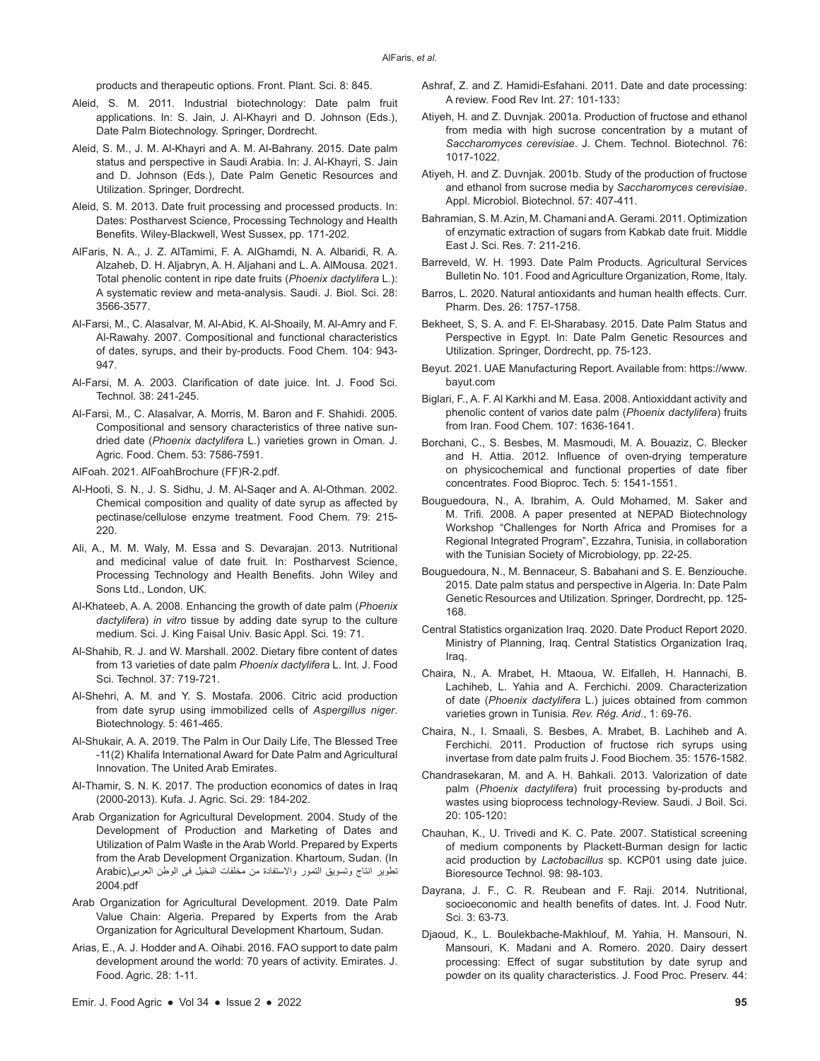products and therapeutic options. Front. Plant. Sci. 8: 845.

Aleid, S. M. 2011. Industrial biotechnology: Date palm fruit applications. In: S. Jain, J. Al-Khayri and D. Johnson (Eds.), Date Palm Biotechnology. Springer, Dordrecht.

Aleid, S. M., J. M. Al-Khayri and A. M. Al-Bahrany. 2015. Date palm status and perspective in Saudi Arabia. In: J. Al-Khayri, S. Jain and D. Johnson (Eds.), Date Palm Genetic Resources and Utilization. Springer, Dordrecht.

Aleid, S. M. 2013. Date fruit processing and processed products. In: Dates: Postharvest Science, Processing Technology and Health Benefits. Wiley-Blackwell, West Sussex, pp. 171-202.

AlFaris, N. A., J. Z. AlTamimi, F. A. AlGhamdi, N. A. Albaridi, R. A. Alzaheb, D. H. Aljabryn, A. H. Aljahani and L. A. AlMousa. 2021. Total phenolic content in ripe date fruits (*Phoenix dactylifera* L.): A systematic review and meta-analysis. Saudi. J. Biol. Sci. 28: 3566-3577.

Al-Farsi, M., C. Alasalvar, M. Al-Abid, K. Al-Shoaily, M. Al-Amry and F. Al-Rawahy. 2007. Compositional and functional characteristics of dates, syrups, and their by-products. Food Chem. 104: 943-947.

Al-Farsi, M. A. 2003. Clarification of date juice. Int. J. Food Sci. Technol. 38: 241-245.

Al-Farsi, M., C. Alasalvar, A. Morris, M. Baron and F. Shahidi. 2005. Compositional and sensory characteristics of three native sun-dried date (*Phoenix dactylifera* L.) varieties grown in Oman. J. Agric. Food. Chem. 53: 7586-7591.

AlFoah. 2021. AlFoahBrochure (FF)R-2.pdf.

Al-Hooti, S. N., J. S. Sidhu, J. M. Al-Saqer and A. Al-Othman. 2002. Chemical composition and quality of date syrup as affected by pectinase/cellulose enzyme treatment. Food Chem. 79: 215-220.

Ali, A., M. M. Waly, M. Essa and S. Devarajan. 2013. Nutritional and medicinal value of date fruit. In: Postharvest Science, Processing Technology and Health Benefits. John Wiley and Sons Ltd., London, UK.

Al-Khateeb, A. A. 2008. Enhancing the growth of date palm (*Phoenix dactylifera*) *in vitro* tissue by adding date syrup to the culture medium. Sci. J. King Faisal Univ. Basic Appl. Sci. 19: 71.

Al-Shahib, R. J. and W. Marshall. 2002. Dietary fibre content of dates from 13 varieties of date palm *Phoenix dactylifera* L. Int. J. Food Sci. Technol. 37: 719-721.

Al-Shehri, A. M. and Y. S. Mostafa. 2006. Citric acid production from date syrup using immobilized cells of *Aspergillus niger*. Biotechnology. 5: 461-465.

Al-Shukair, A. A. 2019. The Palm in Our Daily Life, The Blessed Tree -11(2) Khalifa International Award for Date Palm and Agricultural Innovation. The United Arab Emirates.

Al-Thamir, S. N. K. 2017. The production economics of dates in Iraq (2000-2013). Kufa. J. Agric. Sci. 29: 184-202.

Arab Organization for Agricultural Development. 2004. Study of the Development of Production and Marketing of Dates and Utilization of Palm Waste in the Arab World. Prepared by Experts from the Arab Development Organization. Khartoum, Sudan. (In Arabic(تطوير انتاج وتسويق التمور والاستفادة من مخلفات النخيل فى الوطن العربى 2004.pdf

Arab Organization for Agricultural Development. 2019. Date Palm Value Chain: Algeria. Prepared by Experts from the Arab Organization for Agricultural Development Khartoum, Sudan.

Arias, E., A. J. Hodder and A. Oihabi. 2016. FAO support to date palm development around the world: 70 years of activity. Emirates. J. Food. Agric. 28: 1-11.

Ashraf, Z. and Z. Hamidi-Esfahani. 2011. Date and date processing: A review. Food Rev Int. 27: 101-133.

Atiyeh, H. and Z. Duvnjak. 2001a. Production of fructose and ethanol from media with high sucrose concentration by a mutant of *Saccharomyces cerevisiae*. J. Chem. Technol. Biotechnol. 76: 1017-1022.

Atiyeh, H. and Z. Duvnjak. 2001b. Study of the production of fructose and ethanol from sucrose media by *Saccharomyces cerevisiae*. Appl. Microbiol. Biotechnol. 57: 407-411.

Bahramian, S. M. Azin, M. Chamani and A. Gerami. 2011. Optimization of enzymatic extraction of sugars from Kabkab date fruit. Middle East J. Sci. Res. 7: 211-216.

Barreveld, W. H. 1993. Date Palm Products. Agricultural Services Bulletin No. 101. Food and Agriculture Organization, Rome, Italy.

Barros, L. 2020. Natural antioxidants and human health effects. Curr. Pharm. Des. 26: 1757-1758.

Bekheet, S, S. A. and F. El-Sharabasy. 2015. Date Palm Status and Perspective in Egypt. In: Date Palm Genetic Resources and Utilization. Springer, Dordrecht, pp. 75-123.

Beyut. 2021. UAE Manufacturing Report. Available from: https://www.bayut.com

Biglari, F., A. F. Al Karkhi and M. Easa. 2008. Antioxiddant activity and phenolic content of varios date palm (*Phoenix dactylifera*) fruits from Iran. Food Chem. 107: 1636-1641.

Borchani, C., S. Besbes, M. Masmoudi, M. A. Bouaziz, C. Blecker and H. Attia. 2012. Influence of oven-drying temperature on physicochemical and functional properties of date fiber concentrates. Food Bioproc. Tech. 5: 1541-1551.

Bouguedoura, N., A. Ibrahim, A. Ould Mohamed, M. Saker and M. Trifi. 2008. A paper presented at NEPAD Biotechnology Workshop "Challenges for North Africa and Promises for a Regional Integrated Program", Ezzahra, Tunisia, in collaboration with the Tunisian Society of Microbiology, pp. 22-25.

Bouguedoura, N., M. Bennaceur, S. Babahani and S. E. Benziouche. 2015. Date palm status and perspective in Algeria. In: Date Palm Genetic Resources and Utilization. Springer, Dordrecht, pp. 125-168.

Central Statistics organization Iraq. 2020. Date Product Report 2020. Ministry of Planning, Iraq. Central Statistics Organization Iraq, Iraq.

Chaira, N., A. Mrabet, H. Mtaoua, W. Elfalleh, H. Hannachi, B. Lachiheb, L. Yahia and A. Ferchichi. 2009. Characterization of date (*Phoenix dactylifera* L.) juices obtained from common varieties grown in Tunisia. *Rev. Rég. Arid.*, 1: 69-76.

Chaira, N., I. Smaali, S. Besbes, A. Mrabet, B. Lachiheb and A. Ferchichi. 2011. Production of fructose rich syrups using invertase from date palm fruits J. Food Biochem. 35: 1576-1582.

Chandrasekaran, M. and A. H. Bahkali. 2013. Valorization of date palm (*Phoenix dactylifera*) fruit processing by-products and wastes using bioprocess technology-Review. Saudi. J Boil. Sci. 20: 105-120.

Chauhan, K., U. Trivedi and K. C. Pate. 2007. Statistical screening of medium components by Plackett-Burman design for lactic acid production by *Lactobacillus* sp. KCP01 using date juice. Bioresource Technol. 98: 98-103.

Dayrana, J. F., C. R. Reubean and F. Raji. 2014. Nutritional, socioeconomic and health benefits of dates. Int. J. Food Nutr. Sci. 3: 63-73.

Djaoud, K., L. Boulekbache-Makhlouf, M. Yahia, H. Mansouri, N. Mansouri, K. Madani and A. Romero. 2020. Dairy dessert processing: Effect of sugar substitution by date syrup and powder on its quality characteristics. J. Food Proc. Preserv. 44: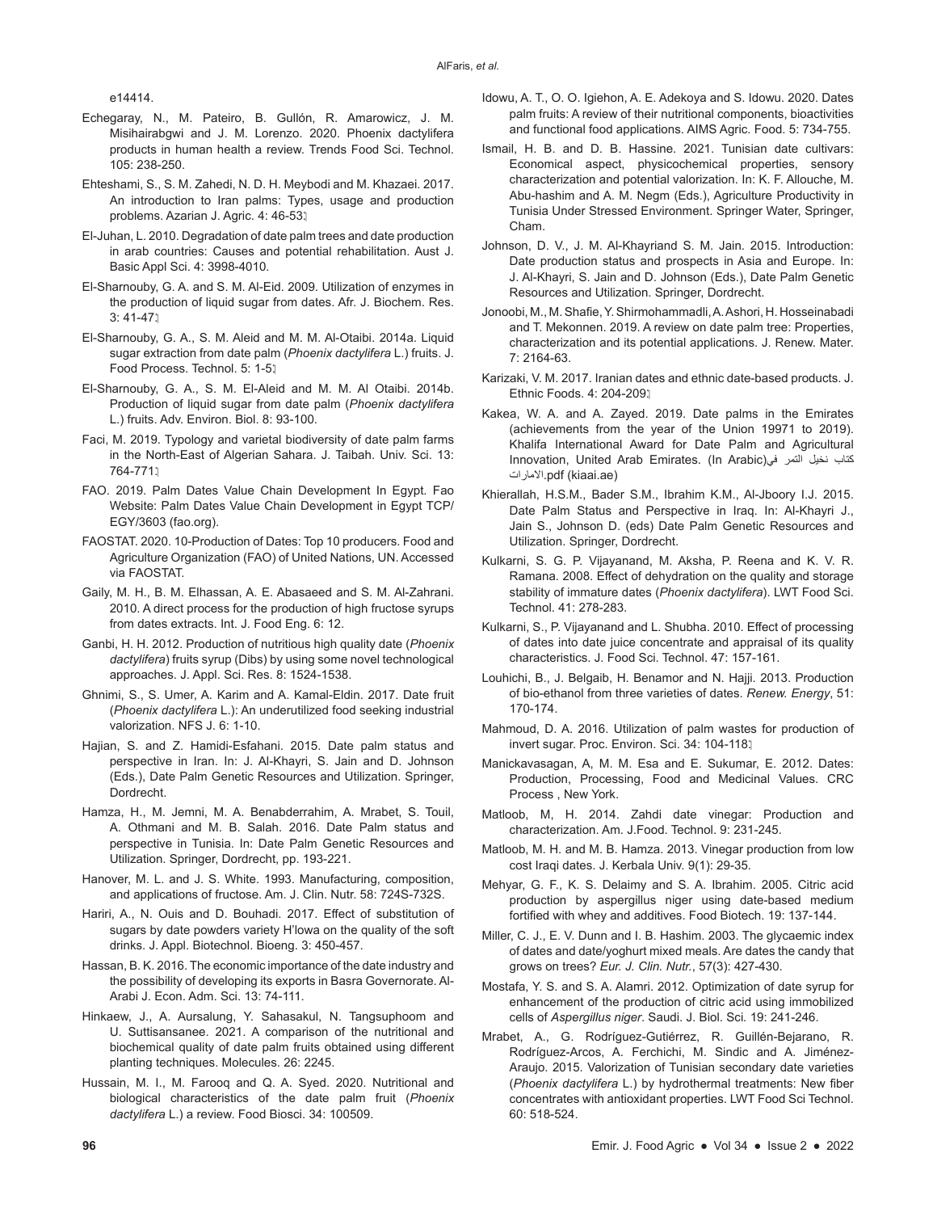e14414.

Echegaray, N., M. Pateiro, B. Gullón, R. Amarowicz, J. M. Misihairabgwi and J. M. Lorenzo. 2020. Phoenix dactylifera products in human health a review. Trends Food Sci. Technol. 105: 238-250.

Ehteshami, S., S. M. Zahedi, N. D. H. Meybodi and M. Khazaei. 2017. An introduction to Iran palms: Types, usage and production problems. Azarian J. Agric. 4: 46-53.

El-Juhan, L. 2010. Degradation of date palm trees and date production in arab countries: Causes and potential rehabilitation. Aust J. Basic Appl Sci. 4: 3998-4010.

El-Sharnouby, G. A. and S. M. Al-Eid. 2009. Utilization of enzymes in the production of liquid sugar from dates. Afr. J. Biochem. Res. 3: 41-47.

El-Sharnouby, G. A., S. M. Aleid and M. M. Al-Otaibi. 2014a. Liquid sugar extraction from date palm (*Phoenix dactylifera* L.) fruits. J. Food Process. Technol. 5: 1-5.

El-Sharnouby, G. A., S. M. El-Aleid and M. M. Al Otaibi. 2014b. Production of liquid sugar from date palm (*Phoenix dactylifera* L.) fruits. Adv. Environ. Biol. 8: 93-100.

Faci, M. 2019. Typology and varietal biodiversity of date palm farms in the North-East of Algerian Sahara. J. Taibah. Univ. Sci. 13: 764-771.

FAO. 2019. Palm Dates Value Chain Development In Egypt. Fao Website: Palm Dates Value Chain Development in Egypt TCP/EGY/3603 (fao.org).

FAOSTAT. 2020. 10-Production of Dates: Top 10 producers. Food and Agriculture Organization (FAO) of United Nations, UN. Accessed via FAOSTAT.

Gaily, M. H., B. M. Elhassan, A. E. Abasaeed and S. M. Al-Zahrani. 2010. A direct process for the production of high fructose syrups from dates extracts. Int. J. Food Eng. 6: 12.

Ganbi, H. H. 2012. Production of nutritious high quality date (*Phoenix dactylifera*) fruits syrup (Dibs) by using some novel technological approaches. J. Appl. Sci. Res. 8: 1524-1538.

Ghnimi, S., S. Umer, A. Karim and A. Kamal-Eldin. 2017. Date fruit (*Phoenix dactylifera* L.): An underutilized food seeking industrial valorization. NFS J. 6: 1-10.

Hajian, S. and Z. Hamidi-Esfahani. 2015. Date palm status and perspective in Iran. In: J. Al-Khayri, S. Jain and D. Johnson (Eds.), Date Palm Genetic Resources and Utilization. Springer, Dordrecht.

Hamza, H., M. Jemni, M. A. Benabderrahim, A. Mrabet, S. Touil, A. Othmani and M. B. Salah. 2016. Date Palm status and perspective in Tunisia. In: Date Palm Genetic Resources and Utilization. Springer, Dordrecht, pp. 193-221.

Hanover, M. L. and J. S. White. 1993. Manufacturing, composition, and applications of fructose. Am. J. Clin. Nutr. 58: 724S-732S.

Hariri, A., N. Ouis and D. Bouhadi. 2017. Effect of substitution of sugars by date powders variety H'lowa on the quality of the soft drinks. J. Appl. Biotechnol. Bioeng. 3: 450-457.

Hassan, B. K. 2016. The economic importance of the date industry and the possibility of developing its exports in Basra Governorate. Al-Arabi J. Econ. Adm. Sci. 13: 74-111.

Hinkaew, J., A. Aursalung, Y. Sahasakul, N. Tangsuphoom and U. Suttisansanee. 2021. A comparison of the nutritional and biochemical quality of date palm fruits obtained using different planting techniques. Molecules. 26: 2245.

Hussain, M. I., M. Farooq and Q. A. Syed. 2020. Nutritional and biological characteristics of the date palm fruit (*Phoenix dactylifera* L.) a review. Food Biosci. 34: 100509.

Idowu, A. T., O. O. Igiehon, A. E. Adekoya and S. Idowu. 2020. Dates palm fruits: A review of their nutritional components, bioactivities and functional food applications. AIMS Agric. Food. 5: 734-755.

Ismail, H. B. and D. B. Hassine. 2021. Tunisian date cultivars: Economical aspect, physicochemical properties, sensory characterization and potential valorization. In: K. F. Allouche, M. Abu-hashim and A. M. Negm (Eds.), Agriculture Productivity in Tunisia Under Stressed Environment. Springer Water, Springer, Cham.

Johnson, D. V., J. M. Al-Khayriand S. M. Jain. 2015. Introduction: Date production status and prospects in Asia and Europe. In: J. Al-Khayri, S. Jain and D. Johnson (Eds.), Date Palm Genetic Resources and Utilization. Springer, Dordrecht.

Jonoobi, M., M. Shafie, Y. Shirmohammadli, A. Ashori, H. Hosseinabadi and T. Mekonnen. 2019. A review on date palm tree: Properties, characterization and its potential applications. J. Renew. Mater. 7: 2164-63.

Karizaki, V. M. 2017. Iranian dates and ethnic date-based products. J. Ethnic Foods. 4: 204-209.

Kakea, W. A. and A. Zayed. 2019. Date palms in the Emirates (achievements from the year of the Union 19971 to 2019). Khalifa International Award for Date Palm and Agricultural Innovation, United Arab Emirates. (In Arabic)كتاب نخيل التمر في الامارات.pdf (kiaai.ae)

Khierallah, H.S.M., Bader S.M., Ibrahim K.M., Al-Jboory I.J. 2015. Date Palm Status and Perspective in Iraq. In: Al-Khayri J., Jain S., Johnson D. (eds) Date Palm Genetic Resources and Utilization. Springer, Dordrecht.

Kulkarni, S. G. P. Vijayanand, M. Aksha, P. Reena and K. V. R. Ramana. 2008. Effect of dehydration on the quality and storage stability of immature dates (*Phoenix dactylifera*). LWT Food Sci. Technol. 41: 278-283.

Kulkarni, S., P. Vijayanand and L. Shubha. 2010. Effect of processing of dates into date juice concentrate and appraisal of its quality characteristics. J. Food Sci. Technol. 47: 157-161.

Louhichi, B., J. Belgaib, H. Benamor and N. Hajji. 2013. Production of bio-ethanol from three varieties of dates. *Renew. Energy*, 51: 170-174.

Mahmoud, D. A. 2016. Utilization of palm wastes for production of invert sugar. Proc. Environ. Sci. 34: 104-118.

Manickavasagan, A, M. M. Esa and E. Sukumar, E. 2012. Dates: Production, Processing, Food and Medicinal Values. CRC Process , New York.

Matloob, M, H. 2014. Zahdi date vinegar: Production and characterization. Am. J.Food. Technol. 9: 231-245.

Matloob, M. H. and M. B. Hamza. 2013. Vinegar production from low cost Iraqi dates. J. Kerbala Univ. 9(1): 29-35.

Mehyar, G. F., K. S. Delaimy and S. A. Ibrahim. 2005. Citric acid production by aspergillus niger using date-based medium fortified with whey and additives. Food Biotech. 19: 137-144.

Miller, C. J., E. V. Dunn and I. B. Hashim. 2003. The glycaemic index of dates and date/yoghurt mixed meals. Are dates the candy that grows on trees? *Eur. J. Clin. Nutr.*, 57(3): 427-430.

Mostafa, Y. S. and S. A. Alamri. 2012. Optimization of date syrup for enhancement of the production of citric acid using immobilized cells of *Aspergillus niger*. Saudi. J. Biol. Sci. 19: 241-246.

Mrabet, A., G. Rodríguez-Gutiérrez, R. Guillén-Bejarano, R. Rodríguez-Arcos, A. Ferchichi, M. Sindic and A. Jiménez-Araujo. 2015. Valorization of Tunisian secondary date varieties (*Phoenix dactylifera* L.) by hydrothermal treatments: New fiber concentrates with antioxidant properties. LWT Food Sci Technol. 60: 518-524.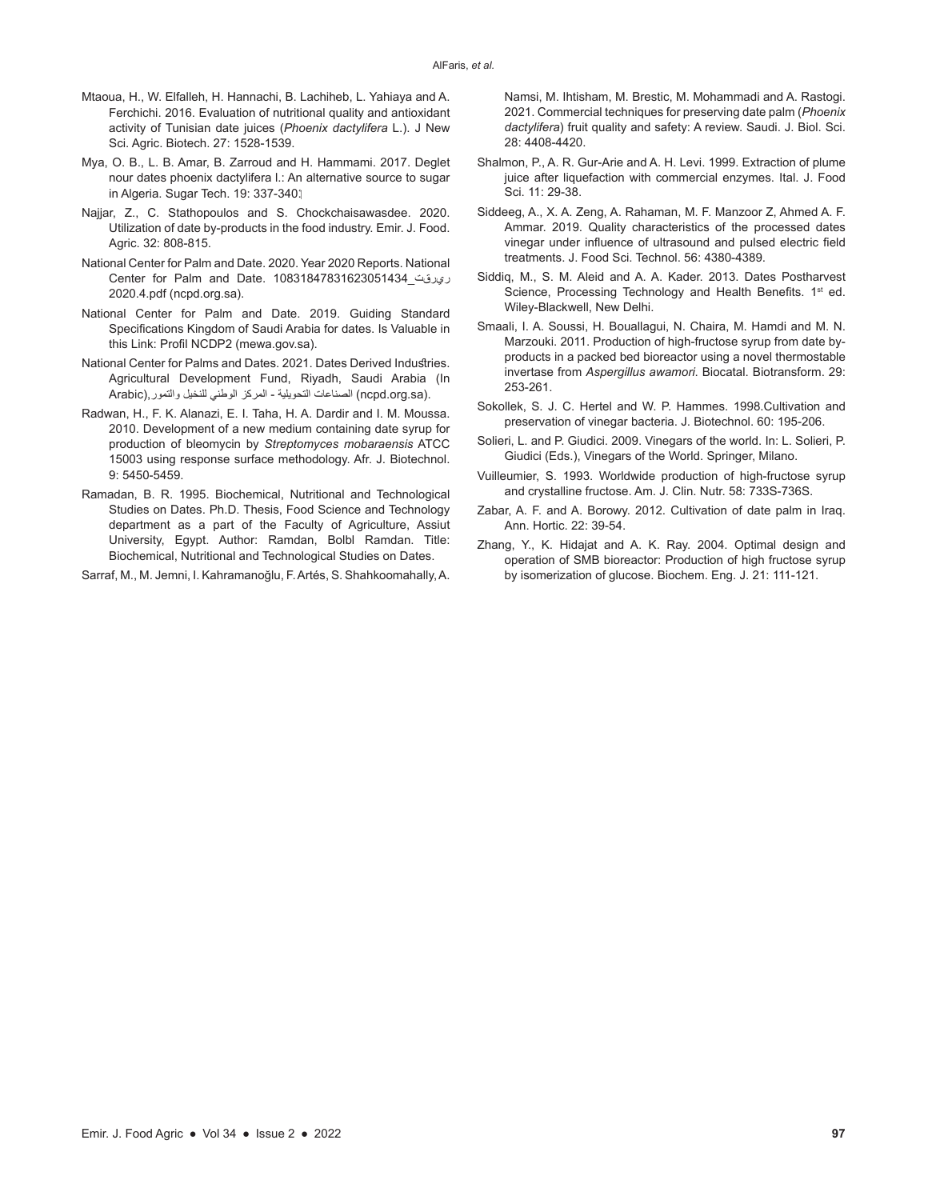Mtaoua, H., W. Elfalleh, H. Hannachi, B. Lachiheb, L. Yahiaya and A. Ferchichi. 2016. Evaluation of nutritional quality and antioxidant activity of Tunisian date juices (*Phoenix dactylifera* L.). J New Sci. Agric. Biotech. 27: 1528-1539.

Mya, O. B., L. B. Amar, B. Zarroud and H. Hammami. 2017. Deglet nour dates phoenix dactylifera l.: An alternative source to sugar in Algeria. Sugar Tech. 19: 337-340.

Najjar, Z., C. Stathopoulos and S. Chockchaisawasdee. 2020. Utilization of date by-products in the food industry. Emir. J. Food. Agric. 32: 808-815.

National Center for Palm and Date. 2020. Year 2020 Reports. National Center for Palm and Date. 10831847831623051434_ريرقت 2020.4.pdf (ncpd.org.sa).

National Center for Palm and Date. 2019. Guiding Standard Specifications Kingdom of Saudi Arabia for dates. Is Valuable in this Link: Profil NCDP2 (mewa.gov.sa).

National Center for Palms and Dates. 2021. Dates Derived Industries. Agricultural Development Fund, Riyadh, Saudi Arabia (In Arabic),الصناعات التحويلية - المركز الوطني للنخيل والتمور (ncpd.org.sa).

Radwan, H., F. K. Alanazi, E. I. Taha, H. A. Dardir and I. M. Moussa. 2010. Development of a new medium containing date syrup for production of bleomycin by *Streptomyces mobaraensis* ATCC 15003 using response surface methodology. Afr. J. Biotechnol. 9: 5450-5459.

Ramadan, B. R. 1995. Biochemical, Nutritional and Technological Studies on Dates. Ph.D. Thesis, Food Science and Technology department as a part of the Faculty of Agriculture, Assiut University, Egypt. Author: Ramdan, Bolbl Ramdan. Title: Biochemical, Nutritional and Technological Studies on Dates.

Sarraf, M., M. Jemni, I. Kahramanoğlu, F. Artés, S. Shahkoomahally, A. Namsi, M. Ihtisham, M. Brestic, M. Mohammadi and A. Rastogi. 2021. Commercial techniques for preserving date palm (*Phoenix dactylifera*) fruit quality and safety: A review. Saudi. J. Biol. Sci. 28: 4408-4420.

Shalmon, P., A. R. Gur-Arie and A. H. Levi. 1999. Extraction of plume juice after liquefaction with commercial enzymes. Ital. J. Food Sci. 11: 29-38.

Siddeeg, A., X. A. Zeng, A. Rahaman, M. F. Manzoor Z, Ahmed A. F. Ammar. 2019. Quality characteristics of the processed dates vinegar under influence of ultrasound and pulsed electric field treatments. J. Food Sci. Technol. 56: 4380-4389.

Siddiq, M., S. M. Aleid and A. A. Kader. 2013. Dates Postharvest Science, Processing Technology and Health Benefits. 1st ed. Wiley-Blackwell, New Delhi.

Smaali, I. A. Soussi, H. Bouallagui, N. Chaira, M. Hamdi and M. N. Marzouki. 2011. Production of high-fructose syrup from date by-products in a packed bed bioreactor using a novel thermostable invertase from *Aspergillus awamori*. Biocatal. Biotransform. 29: 253-261.

Sokollek, S. J. C. Hertel and W. P. Hammes. 1998.Cultivation and preservation of vinegar bacteria. J. Biotechnol. 60: 195-206.

Solieri, L. and P. Giudici. 2009. Vinegars of the world. In: L. Solieri, P. Giudici (Eds.), Vinegars of the World. Springer, Milano.

Vuilleumier, S. 1993. Worldwide production of high-fructose syrup and crystalline fructose. Am. J. Clin. Nutr. 58: 733S-736S.

Zabar, A. F. and A. Borowy. 2012. Cultivation of date palm in Iraq. Ann. Hortic. 22: 39-54.

Zhang, Y., K. Hidajat and A. K. Ray. 2004. Optimal design and operation of SMB bioreactor: Production of high fructose syrup by isomerization of glucose. Biochem. Eng. J. 21: 111-121.